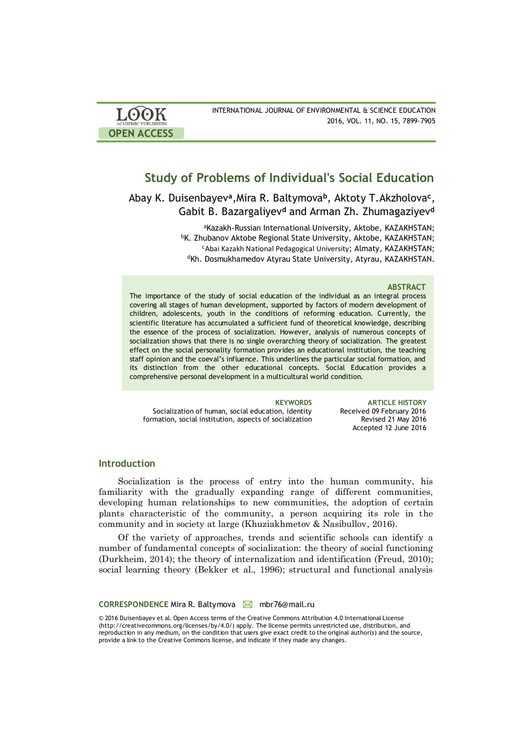# Study of Problems of Individual's Social Education

Abay K. Duisenbayev[a], Mira R. Baltymova[b], Aktoty T. Akzholova[c], Gabit B. Bazargaliyev[d] and Arman Zh. Zhumagaziyev[d]

[a]Kazakh-Russian International University, Aktobe, KAZAKHSTAN;
[b]K. Zhubanov Aktobe Regional State University, Aktobe, KAZAKHSTAN;
[c]Abai Kazakh National Pedagogical University; Almaty, KAZAKHSTAN;
[d]Kh. Dosmukhamedov Atyrau State University, Atyrau, KAZAKHSTAN.

### ABSTRACT

The importance of the study of social education of the individual as an integral process covering all stages of human development, supported by factors of modern development of children, adolescents, youth in the conditions of reforming education. Currently, the scientific literature has accumulated a sufficient fund of theoretical knowledge, describing the essence of the process of socialization. However, analysis of numerous concepts of socialization shows that there is no single overarching theory of socialization. The greatest effect on the social personality formation provides an educational institution, the teaching staff opinion and the coeval's influence. This underlines the particular social formation, and its distinction from the other educational concepts. Social Education provides a comprehensive personal development in a multicultural world condition.

**KEYWORDS**
Socialization of human, social education, identity formation, social institution, aspects of socialization

**ARTICLE HISTORY**
Received 09 February 2016
Revised 21 May 2016
Accepted 12 June 2016

## Introduction

Socialization is the process of entry into the human community, his familiarity with the gradually expanding range of different communities, developing human relationships to new communities, the adoption of certain plants characteristic of the community, a person acquiring its role in the community and in society at large (Khuziakhmetov & Nasibullov, 2016).

Of the variety of approaches, trends and scientific schools can identify a number of fundamental concepts of socialization: the theory of social functioning (Durkheim, 2014); the theory of internalization and identification (Freud, 2010); social learning theory (Bekker et al., 1996); structural and functional analysis

**CORRESPONDENCE** Mira R. Baltymova mbr76@mail.ru

© 2016 Duisenbayev et al. Open Access terms of the Creative Commons Attribution 4.0 International License (http://creativecommons.org/licenses/by/4.0/) apply. The license permits unrestricted use, distribution, and reproduction in any medium, on the condition that users give exact credit to the original author(s) and the source, provide a link to the Creative Commons license, and indicate if they made any changes.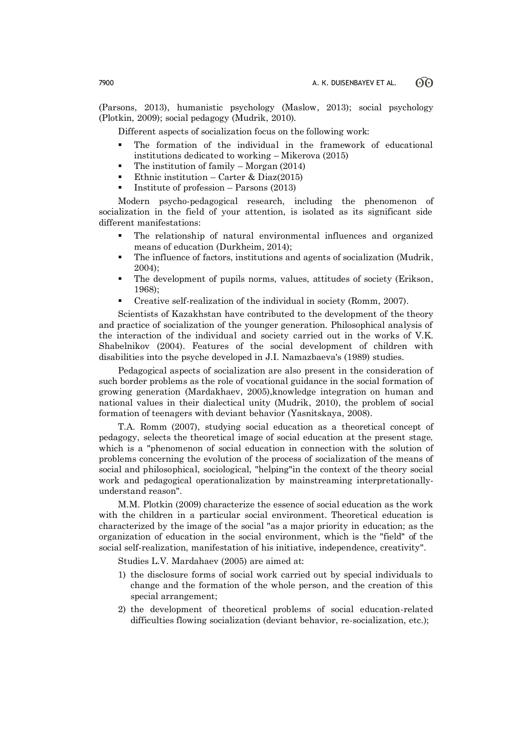(Parsons, 2013), humanistic psychology (Maslow, 2013); social psychology (Plotkin, 2009); social pedagogy (Mudrik, 2010).

Different aspects of socialization focus on the following work:

- The formation of the individual in the framework of educational institutions dedicated to working – Mikerova (2015)
- The institution of family – Morgan (2014)
- Ethnic institution – Carter & Diaz(2015)
- Institute of profession – Parsons (2013)

Modern psycho-pedagogical research, including the phenomenon of socialization in the field of your attention, is isolated as its significant side different manifestations:

- The relationship of natural environmental influences and organized means of education (Durkheim, 2014);
- The influence of factors, institutions and agents of socialization (Mudrik, 2004);
- The development of pupils norms, values, attitudes of society (Erikson, 1968);
- Creative self-realization of the individual in society (Romm, 2007).

Scientists of Kazakhstan have contributed to the development of the theory and practice of socialization of the younger generation. Philosophical analysis of the interaction of the individual and society carried out in the works of V.K. Shabelnikov (2004). Features of the social development of children with disabilities into the psyche developed in J.I. Namazbaeva's (1989) studies.

Pedagogical aspects of socialization are also present in the consideration of such border problems as the role of vocational guidance in the social formation of growing generation (Mardakhaev, 2005),knowledge integration on human and national values in their dialectical unity (Mudrik, 2010), the problem of social formation of teenagers with deviant behavior (Yasnitskaya, 2008).

T.A. Romm (2007), studying social education as a theoretical concept of pedagogy, selects the theoretical image of social education at the present stage, which is a "phenomenon of social education in connection with the solution of problems concerning the evolution of the process of socialization of the means of social and philosophical, sociological, "helping"in the context of the theory social work and pedagogical operationalization by mainstreaming interpretationally-understand reason".

M.M. Plotkin (2009) characterize the essence of social education as the work with the children in a particular social environment. Theoretical education is characterized by the image of the social "as a major priority in education; as the organization of education in the social environment, which is the "field" of the social self-realization, manifestation of his initiative, independence, creativity".

Studies L.V. Mardahaev (2005) are aimed at:

1) the disclosure forms of social work carried out by special individuals to change and the formation of the whole person, and the creation of this special arrangement;
2) the development of theoretical problems of social education-related difficulties flowing socialization (deviant behavior, re-socialization, etc.);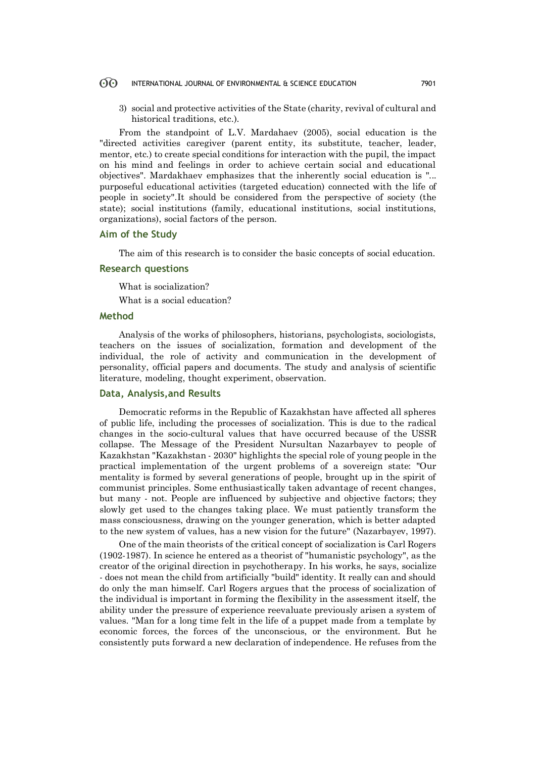3) social and protective activities of the State (charity, revival of cultural and historical traditions, etc.).

From the standpoint of L.V. Mardahaev (2005), social education is the "directed activities caregiver (parent entity, its substitute, teacher, leader, mentor, etc.) to create special conditions for interaction with the pupil, the impact on his mind and feelings in order to achieve certain social and educational objectives". Mardakhaev emphasizes that the inherently social education is "... purposeful educational activities (targeted education) connected with the life of people in society".It should be considered from the perspective of society (the state); social institutions (family, educational institutions, social institutions, organizations), social factors of the person.

## Aim of the Study

The aim of this research is to consider the basic concepts of social education.

## Research questions

What is socialization?

What is a social education?

## Method

Analysis of the works of philosophers, historians, psychologists, sociologists, teachers on the issues of socialization, formation and development of the individual, the role of activity and communication in the development of personality, official papers and documents. The study and analysis of scientific literature, modeling, thought experiment, observation.

## Data, Analysis,and Results

Democratic reforms in the Republic of Kazakhstan have affected all spheres of public life, including the processes of socialization. This is due to the radical changes in the socio-cultural values that have occurred because of the USSR collapse. The Message of the President Nursultan Nazarbayev to people of Kazakhstan "Kazakhstan - 2030" highlights the special role of young people in the practical implementation of the urgent problems of a sovereign state: "Our mentality is formed by several generations of people, brought up in the spirit of communist principles. Some enthusiastically taken advantage of recent changes, but many - not. People are influenced by subjective and objective factors; they slowly get used to the changes taking place. We must patiently transform the mass consciousness, drawing on the younger generation, which is better adapted to the new system of values, has a new vision for the future" (Nazarbayev, 1997).

One of the main theorists of the critical concept of socialization is Carl Rogers (1902-1987). In science he entered as a theorist of "humanistic psychology", as the creator of the original direction in psychotherapy. In his works, he says, socialize - does not mean the child from artificially "build" identity. It really can and should do only the man himself. Carl Rogers argues that the process of socialization of the individual is important in forming the flexibility in the assessment itself, the ability under the pressure of experience reevaluate previously arisen a system of values. "Man for a long time felt in the life of a puppet made from a template by economic forces, the forces of the unconscious, or the environment. But he consistently puts forward a new declaration of independence. He refuses from the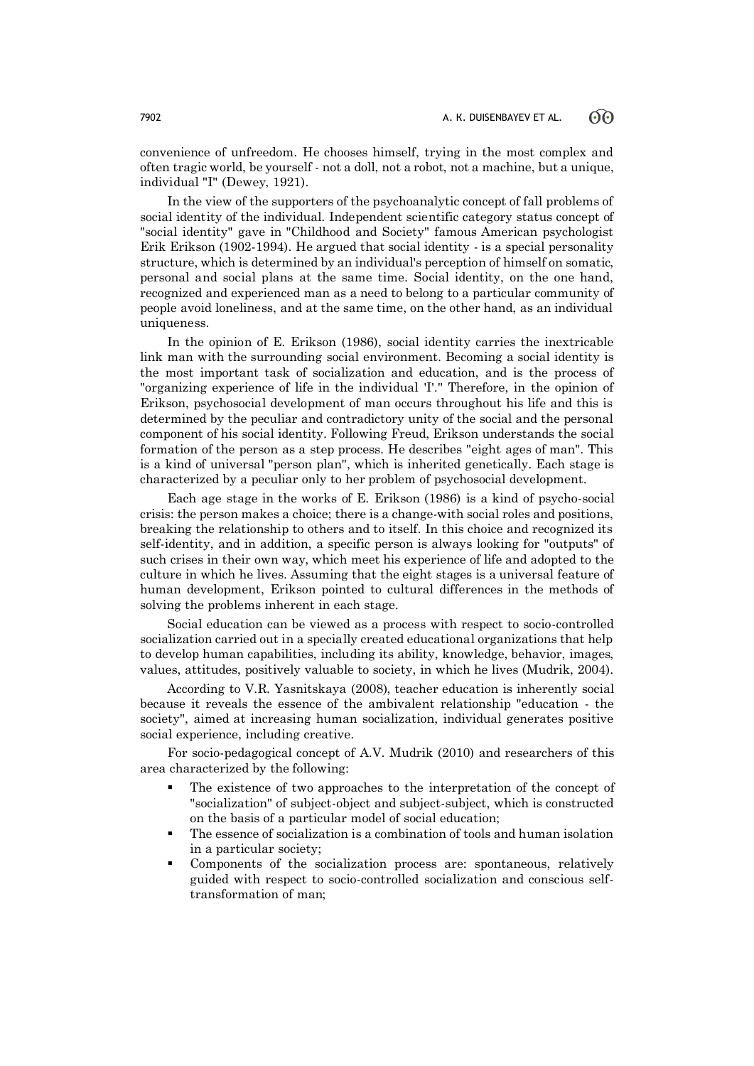convenience of unfreedom. He chooses himself, trying in the most complex and often tragic world, be yourself - not a doll, not a robot, not a machine, but a unique, individual "I" (Dewey, 1921).

In the view of the supporters of the psychoanalytic concept of fall problems of social identity of the individual. Independent scientific category status concept of "social identity" gave in "Childhood and Society" famous American psychologist Erik Erikson (1902-1994). He argued that social identity - is a special personality structure, which is determined by an individual's perception of himself on somatic, personal and social plans at the same time. Social identity, on the one hand, recognized and experienced man as a need to belong to a particular community of people avoid loneliness, and at the same time, on the other hand, as an individual uniqueness.

In the opinion of E. Erikson (1986), social identity carries the inextricable link man with the surrounding social environment. Becoming a social identity is the most important task of socialization and education, and is the process of "organizing experience of life in the individual 'I'." Therefore, in the opinion of Erikson, psychosocial development of man occurs throughout his life and this is determined by the peculiar and contradictory unity of the social and the personal component of his social identity. Following Freud, Erikson understands the social formation of the person as a step process. He describes "eight ages of man". This is a kind of universal "person plan", which is inherited genetically. Each stage is characterized by a peculiar only to her problem of psychosocial development.

Each age stage in the works of E. Erikson (1986) is a kind of psycho-social crisis: the person makes a choice; there is a change-with social roles and positions, breaking the relationship to others and to itself. In this choice and recognized its self-identity, and in addition, a specific person is always looking for "outputs" of such crises in their own way, which meet his experience of life and adopted to the culture in which he lives. Assuming that the eight stages is a universal feature of human development, Erikson pointed to cultural differences in the methods of solving the problems inherent in each stage.

Social education can be viewed as a process with respect to socio-controlled socialization carried out in a specially created educational organizations that help to develop human capabilities, including its ability, knowledge, behavior, images, values, attitudes, positively valuable to society, in which he lives (Mudrik, 2004).

According to V.R. Yasnitskaya (2008), teacher education is inherently social because it reveals the essence of the ambivalent relationship "education - the society", aimed at increasing human socialization, individual generates positive social experience, including creative.

For socio-pedagogical concept of A.V. Mudrik (2010) and researchers of this area characterized by the following:

- The existence of two approaches to the interpretation of the concept of "socialization" of subject-object and subject-subject, which is constructed on the basis of a particular model of social education;
- The essence of socialization is a combination of tools and human isolation in a particular society;
- Components of the socialization process are: spontaneous, relatively guided with respect to socio-controlled socialization and conscious self-transformation of man;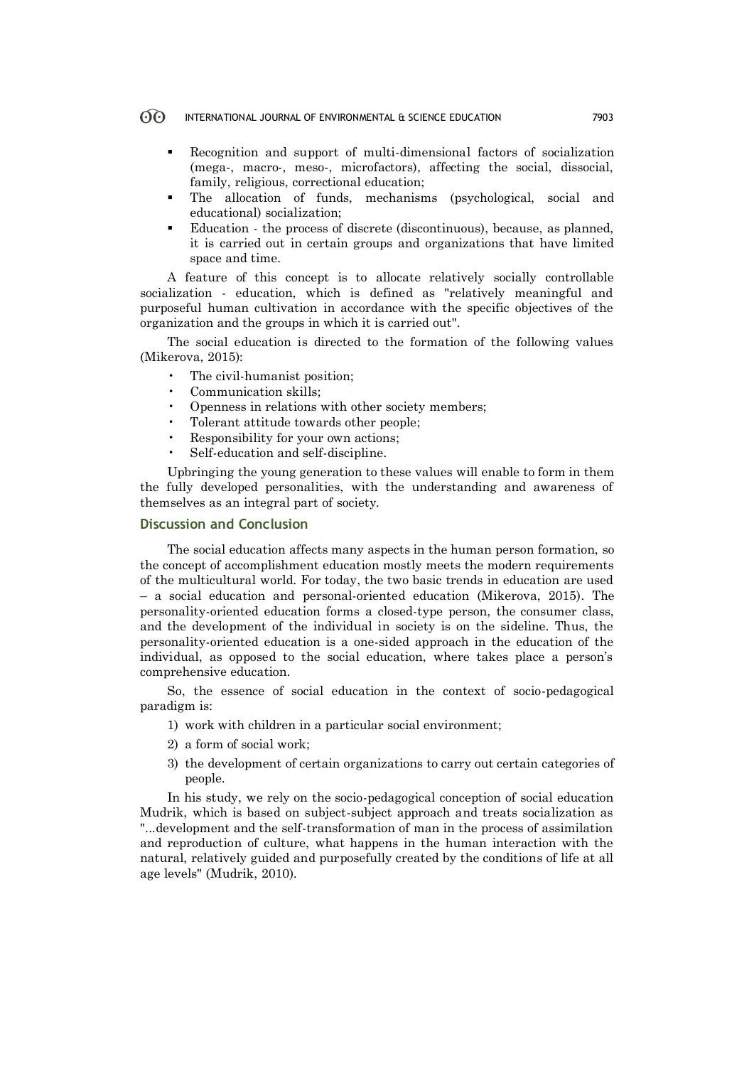- Recognition and support of multi-dimensional factors of socialization (mega-, macro-, meso-, microfactors), affecting the social, dissocial, family, religious, correctional education;
- The allocation of funds, mechanisms (psychological, social and educational) socialization;
- Education - the process of discrete (discontinuous), because, as planned, it is carried out in certain groups and organizations that have limited space and time.

A feature of this concept is to allocate relatively socially controllable socialization - education, which is defined as "relatively meaningful and purposeful human cultivation in accordance with the specific objectives of the organization and the groups in which it is carried out".

The social education is directed to the formation of the following values (Mikerova, 2015):

- The civil-humanist position;
- Communication skills;
- Openness in relations with other society members;
- Tolerant attitude towards other people;
- Responsibility for your own actions;
- Self-education and self-discipline.

Upbringing the young generation to these values will enable to form in them the fully developed personalities, with the understanding and awareness of themselves as an integral part of society.

## Discussion and Conclusion

The social education affects many aspects in the human person formation, so the concept of accomplishment education mostly meets the modern requirements of the multicultural world. For today, the two basic trends in education are used – a social education and personal-oriented education (Mikerova, 2015). The personality-oriented education forms a closed-type person, the consumer class, and the development of the individual in society is on the sideline. Thus, the personality-oriented education is a one-sided approach in the education of the individual, as opposed to the social education, where takes place a person's comprehensive education.

So, the essence of social education in the context of socio-pedagogical paradigm is:

1) work with children in a particular social environment;
2) a form of social work;
3) the development of certain organizations to carry out certain categories of people.

In his study, we rely on the socio-pedagogical conception of social education Mudrik, which is based on subject-subject approach and treats socialization as "...development and the self-transformation of man in the process of assimilation and reproduction of culture, what happens in the human interaction with the natural, relatively guided and purposefully created by the conditions of life at all age levels" (Mudrik, 2010).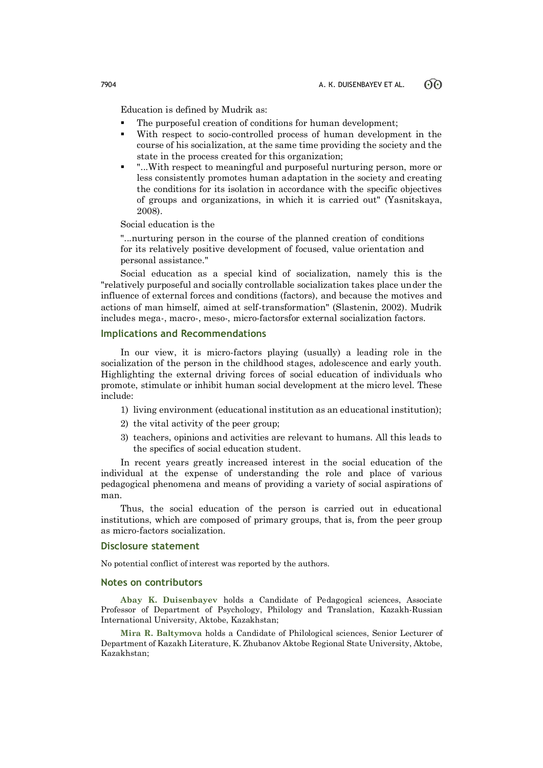Education is defined by Mudrik as:

- The purposeful creation of conditions for human development;
- With respect to socio-controlled process of human development in the course of his socialization, at the same time providing the society and the state in the process created for this organization;
- "...With respect to meaningful and purposeful nurturing person, more or less consistently promotes human adaptation in the society and creating the conditions for its isolation in accordance with the specific objectives of groups and organizations, in which it is carried out" (Yasnitskaya, 2008).

Social education is the

"...nurturing person in the course of the planned creation of conditions for its relatively positive development of focused, value orientation and personal assistance."

Social education as a special kind of socialization, namely this is the "relatively purposeful and socially controllable socialization takes place under the influence of external forces and conditions (factors), and because the motives and actions of man himself, aimed at self-transformation" (Slastenin, 2002). Mudrik includes mega-, macro-, meso-, micro-factorsfor external socialization factors.

## Implications and Recommendations

In our view, it is micro-factors playing (usually) a leading role in the socialization of the person in the childhood stages, adolescence and early youth. Highlighting the external driving forces of social education of individuals who promote, stimulate or inhibit human social development at the micro level. These include:

1) living environment (educational institution as an educational institution);
2) the vital activity of the peer group;
3) teachers, opinions and activities are relevant to humans. All this leads to the specifics of social education student.

In recent years greatly increased interest in the social education of the individual at the expense of understanding the role and place of various pedagogical phenomena and means of providing a variety of social aspirations of man.

Thus, the social education of the person is carried out in educational institutions, which are composed of primary groups, that is, from the peer group as micro-factors socialization.

## Disclosure statement

No potential conflict of interest was reported by the authors.

## Notes on contributors

**Abay K. Duisenbayev** holds a Candidate of Pedagogical sciences, Associate Professor of Department of Psychology, Philology and Translation, Kazakh-Russian International University, Aktobe, Kazakhstan;

**Mira R. Baltymova** holds a Candidate of Philological sciences, Senior Lecturer of Department of Kazakh Literature, K. Zhubanov Aktobe Regional State University, Aktobe, Kazakhstan;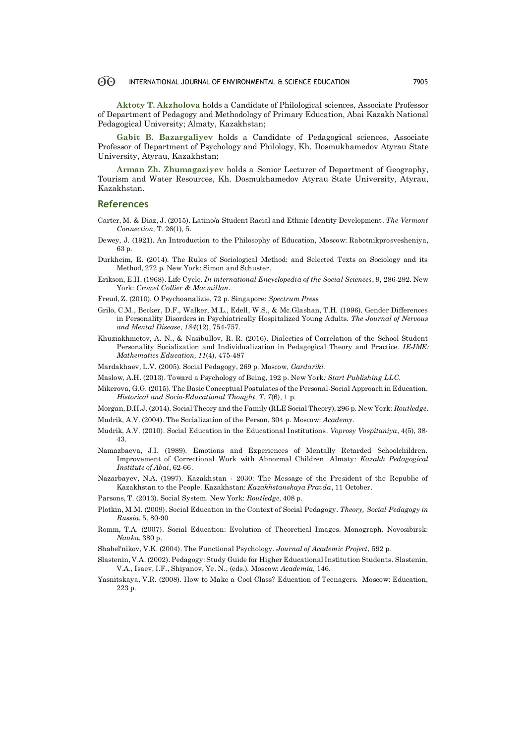**Aktoty T. Akzholova** holds a Candidate of Philological sciences, Associate Professor of Department of Pedagogy and Methodology of Primary Education, Abai Kazakh National Pedagogical University; Almaty, Kazakhstan;

**Gabit B. Bazargaliyev** holds a Candidate of Pedagogical sciences, Associate Professor of Department of Psychology and Philology, Kh. Dosmukhamedov Atyrau State University, Atyrau, Kazakhstan;

**Arman Zh. Zhumagaziyev** holds a Senior Lecturer of Department of Geography, Tourism and Water Resources, Kh. Dosmukhamedov Atyrau State University, Atyrau, Kazakhstan.

## References

Carter, M. & Diaz, J. (2015). Latino/a Student Racial and Ethnic Identity Development. *The Vermont Connection,* T. 26(1), 5.

Dewey, J. (1921). An Introduction to the Philosophy of Education, Moscow: Rabotnikprosvesheniya, 63 p.

Durkheim, E. (2014). The Rules of Sociological Method: and Selected Texts on Sociology and its Method, 272 p. New York: Simon and Schuster.

Erikson, E.H. (1968). Life Cycle. *In international Encyclopedia of the Social Sciences*, 9, 286-292. New York: *Crowel Collier & Macmillan*.

Freud, Z. (2010). O Psychoanalizie, 72 p. Singapore: *Spectrum Press*

Grilo, C.M., Becker, D.F., Walker, M.L., Edell, W.S., & Mc.Glashan, T.H. (1996). Gender Differences in Personality Disorders in Psychiatrically Hospitalized Young Adults. *The Journal of Nervous and Mental Disease, 184*(12), 754-757.

Khuziakhmetov, A. N., & Nasibullov, R. R. (2016). Dialectics of Correlation of the School Student Personality Socialization and Individualization in Pedagogical Theory and Practice. *IEJME: Mathematics Education, 11*(4), 475-487

Mardakhaev, L.V. (2005). Social Pedagogy, 269 p. Moscow, *Gardariki*.

Maslow, A.H. (2013). Toward a Psychology of Being, 192 p. New York*: Start Publishing LLC*.

Mikerova, G.G. (2015). The Basic Conceptual Postulates of the Personal-Social Approach in Education. *Historical and Socio-Educational Thought, T. 7*(6), 1 p.

Morgan, D.H.J. (2014). Social Theory and the Family (RLE Social Theory), 296 p. New York: *Routledge*.

Mudrik, A.V. (2004). The Socialization of the Person, 304 p. Moscow: *Academy*.

Mudrik, A.V. (2010). Social Education in the Educational Institutions. *Voprosy Vospitaniya*, 4(5), 38-43.

Namazbaeva, J.I. (1989). Emotions and Experiences of Mentally Retarded Schoolchildren. Improvement of Correctional Work with Abnormal Children. Almaty: *Kazakh Pedagogical Institute of Abai*, 62-66.

Nazarbayev, N.A. (1997). Kazakhstan - 2030: The Message of the President of the Republic of Kazakhstan to the People. Kazakhstan: *Kazakhstanskaya Pravda*, 11 October.

Parsons, T. (2013). Social System. New York: *Routledge*, 408 p.

Plotkin, M.M. (2009). Social Education in the Context of Social Pedagogy. *Theory, Social Pedagogy in Russia*, 5, 80-90

Romm, T.A. (2007). Social Education: Evolution of Theoretical Images. Monograph. Novosibirsk: *Nauka*, 380 p.

Shabel'nikov, V.K. (2004). The Functional Psychology. *Journal of Academic Project*, 592 p.

Slastenin, V.A. (2002). Pedagogy: Study Guide for Higher Educational Institution Students. Slastenin, V.A., Isaev, I.F., Shiyanov, Ye. N., (eds.). Moscow: *Academia*, 146.

Yasnitskaya, V.R. (2008). How to Make a Cool Class? Education of Teenagers. Moscow: Education, 223 p.